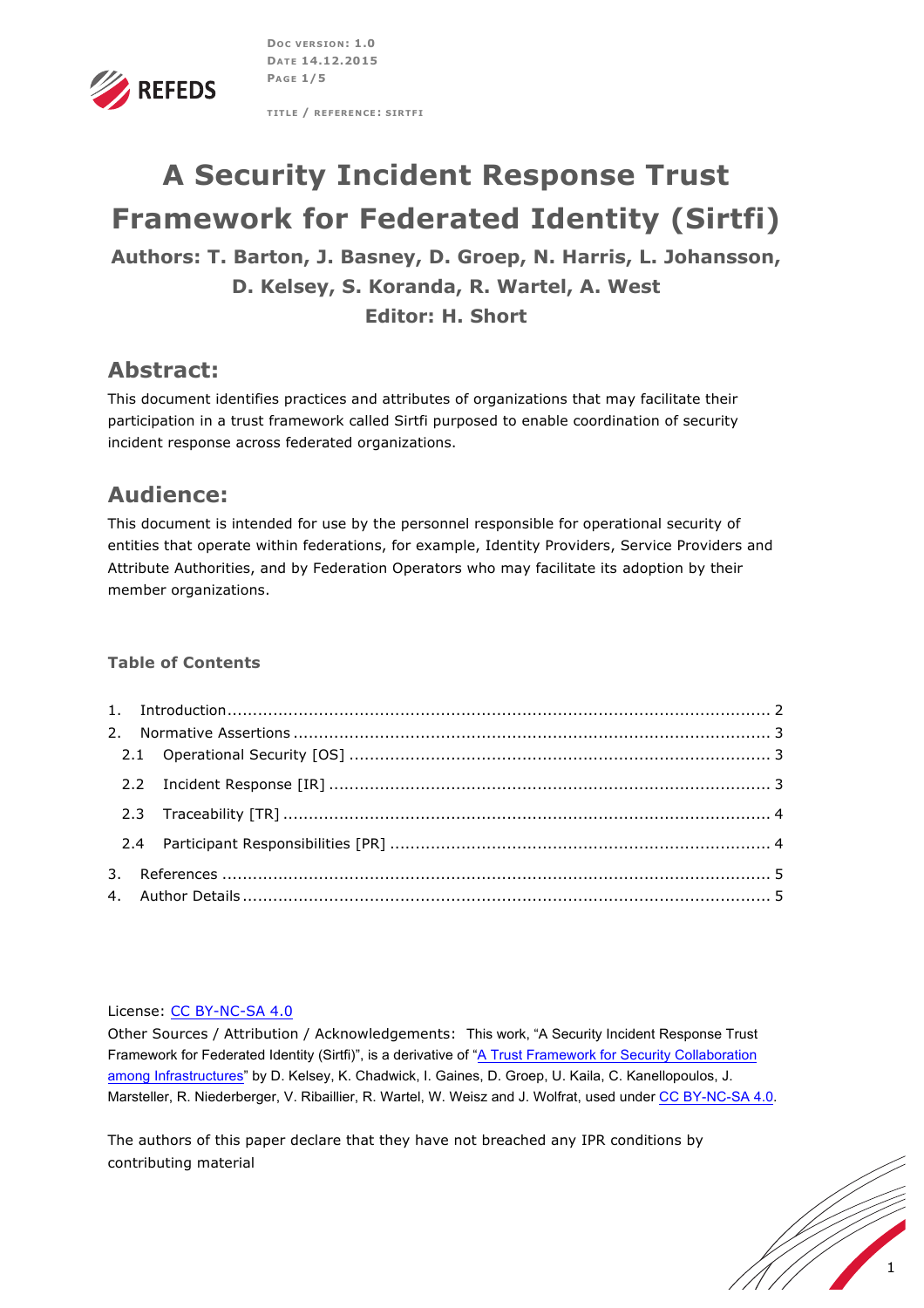Doc version: 1.0
Date 14.12.2015

Title / Reference: SIRTFI

# A Security Incident Response Trust Framework for Federated Identity (Sirtfi)

**Authors: T. Barton, J. Basney, D. Groep, N. Harris, L. Johansson, D. Kelsey, S. Koranda, R. Wartel, A. West**

**Editor: H. Short**

## Abstract:

This document identifies practices and attributes of organizations that may facilitate their participation in a trust framework called Sirtfi purposed to enable coordination of security incident response across federated organizations.

## Audience:

This document is intended for use by the personnel responsible for operational security of entities that operate within federations, for example, Identity Providers, Service Providers and Attribute Authorities, and by Federation Operators who may facilitate its adoption by their member organizations.

### Table of Contents

1. Introduction ..... 2
2. Normative Assertions ..... 3
   - 2.1 Operational Security [OS] ..... 3
   - 2.2 Incident Response [IR] ..... 3
   - 2.3 Traceability [TR] ..... 4
   - 2.4 Participant Responsibilities [PR] ..... 4
3. References ..... 5
4. Author Details ..... 5

License: CC BY-NC-SA 4.0

Other Sources / Attribution / Acknowledgements: This work, "A Security Incident Response Trust Framework for Federated Identity (Sirtfi)", is a derivative of "A Trust Framework for Security Collaboration among Infrastructures" by D. Kelsey, K. Chadwick, I. Gaines, D. Groep, U. Kaila, C. Kanellopoulos, J. Marsteller, R. Niederberger, V. Ribaillier, R. Wartel, W. Weisz and J. Wolfrat, used under CC BY-NC-SA 4.0.

The authors of this paper declare that they have not breached any IPR conditions by contributing material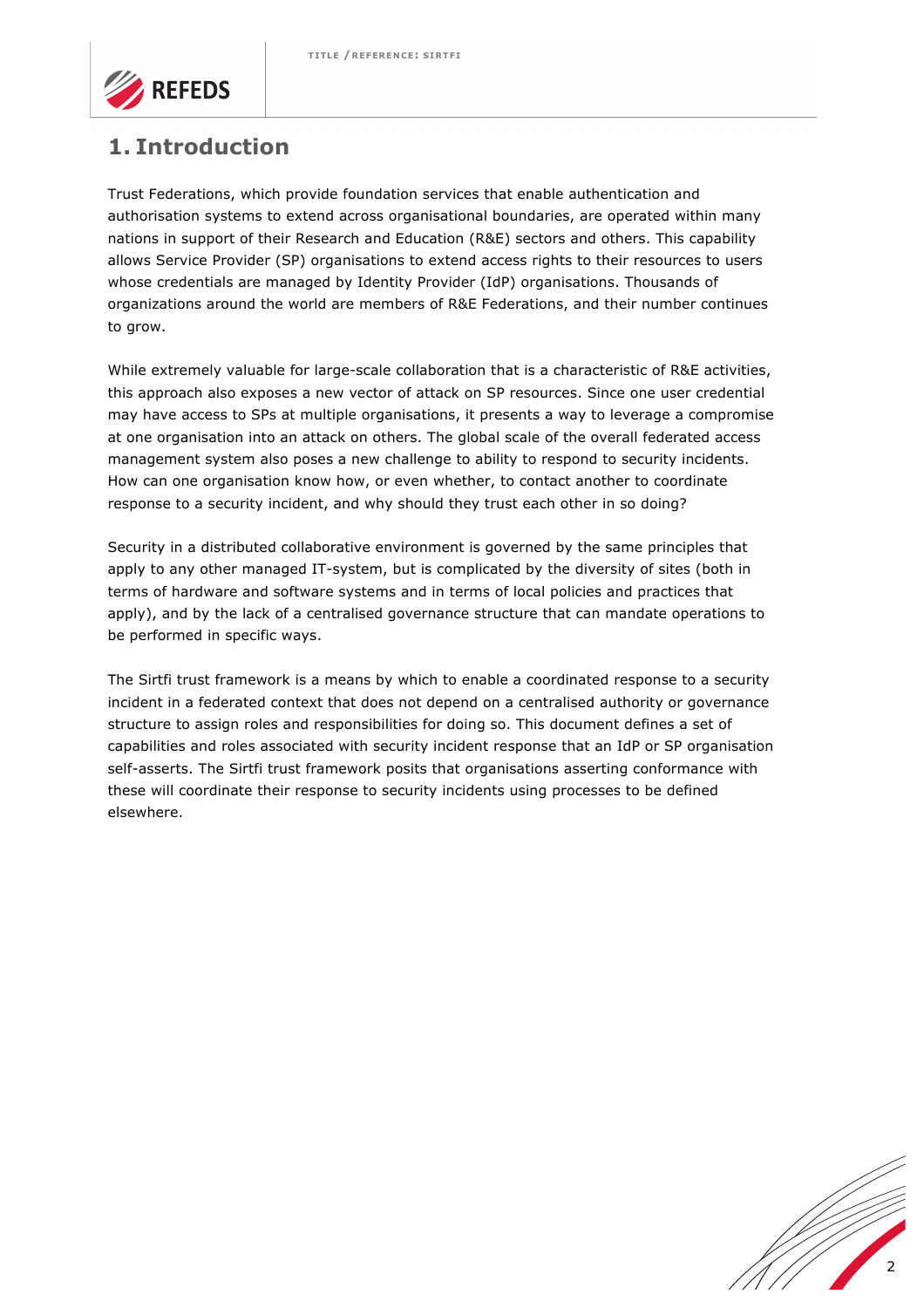# 1. Introduction

Trust Federations, which provide foundation services that enable authentication and authorisation systems to extend across organisational boundaries, are operated within many nations in support of their Research and Education (R&E) sectors and others. This capability allows Service Provider (SP) organisations to extend access rights to their resources to users whose credentials are managed by Identity Provider (IdP) organisations. Thousands of organizations around the world are members of R&E Federations, and their number continues to grow.

While extremely valuable for large-scale collaboration that is a characteristic of R&E activities, this approach also exposes a new vector of attack on SP resources. Since one user credential may have access to SPs at multiple organisations, it presents a way to leverage a compromise at one organisation into an attack on others. The global scale of the overall federated access management system also poses a new challenge to ability to respond to security incidents. How can one organisation know how, or even whether, to contact another to coordinate response to a security incident, and why should they trust each other in so doing?

Security in a distributed collaborative environment is governed by the same principles that apply to any other managed IT-system, but is complicated by the diversity of sites (both in terms of hardware and software systems and in terms of local policies and practices that apply), and by the lack of a centralised governance structure that can mandate operations to be performed in specific ways.

The Sirtfi trust framework is a means by which to enable a coordinated response to a security incident in a federated context that does not depend on a centralised authority or governance structure to assign roles and responsibilities for doing so. This document defines a set of capabilities and roles associated with security incident response that an IdP or SP organisation self-asserts. The Sirtfi trust framework posits that organisations asserting conformance with these will coordinate their response to security incidents using processes to be defined elsewhere.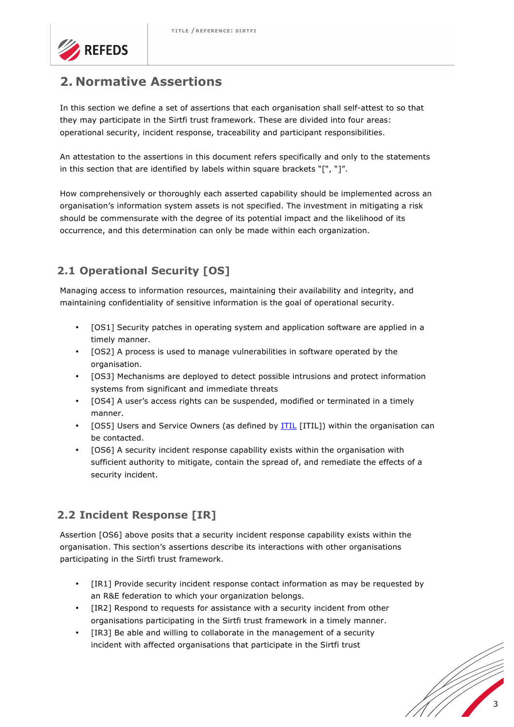## 2. Normative Assertions

In this section we define a set of assertions that each organisation shall self-attest to so that they may participate in the Sirtfi trust framework. These are divided into four areas: operational security, incident response, traceability and participant responsibilities.

An attestation to the assertions in this document refers specifically and only to the statements in this section that are identified by labels within square brackets "[", "]".

How comprehensively or thoroughly each asserted capability should be implemented across an organisation's information system assets is not specified. The investment in mitigating a risk should be commensurate with the degree of its potential impact and the likelihood of its occurrence, and this determination can only be made within each organization.

### 2.1 Operational Security [OS]

Managing access to information resources, maintaining their availability and integrity, and maintaining confidentiality of sensitive information is the goal of operational security.

- [OS1] Security patches in operating system and application software are applied in a timely manner.
- [OS2] A process is used to manage vulnerabilities in software operated by the organisation.
- [OS3] Mechanisms are deployed to detect possible intrusions and protect information systems from significant and immediate threats
- [OS4] A user's access rights can be suspended, modified or terminated in a timely manner.
- [OS5] Users and Service Owners (as defined by ITIL [ITIL]) within the organisation can be contacted.
- [OS6] A security incident response capability exists within the organisation with sufficient authority to mitigate, contain the spread of, and remediate the effects of a security incident.

### 2.2 Incident Response [IR]

Assertion [OS6] above posits that a security incident response capability exists within the organisation. This section's assertions describe its interactions with other organisations participating in the Sirtfi trust framework.

- [IR1] Provide security incident response contact information as may be requested by an R&E federation to which your organization belongs.
- [IR2] Respond to requests for assistance with a security incident from other organisations participating in the Sirtfi trust framework in a timely manner.
- [IR3] Be able and willing to collaborate in the management of a security incident with affected organisations that participate in the Sirtfi trust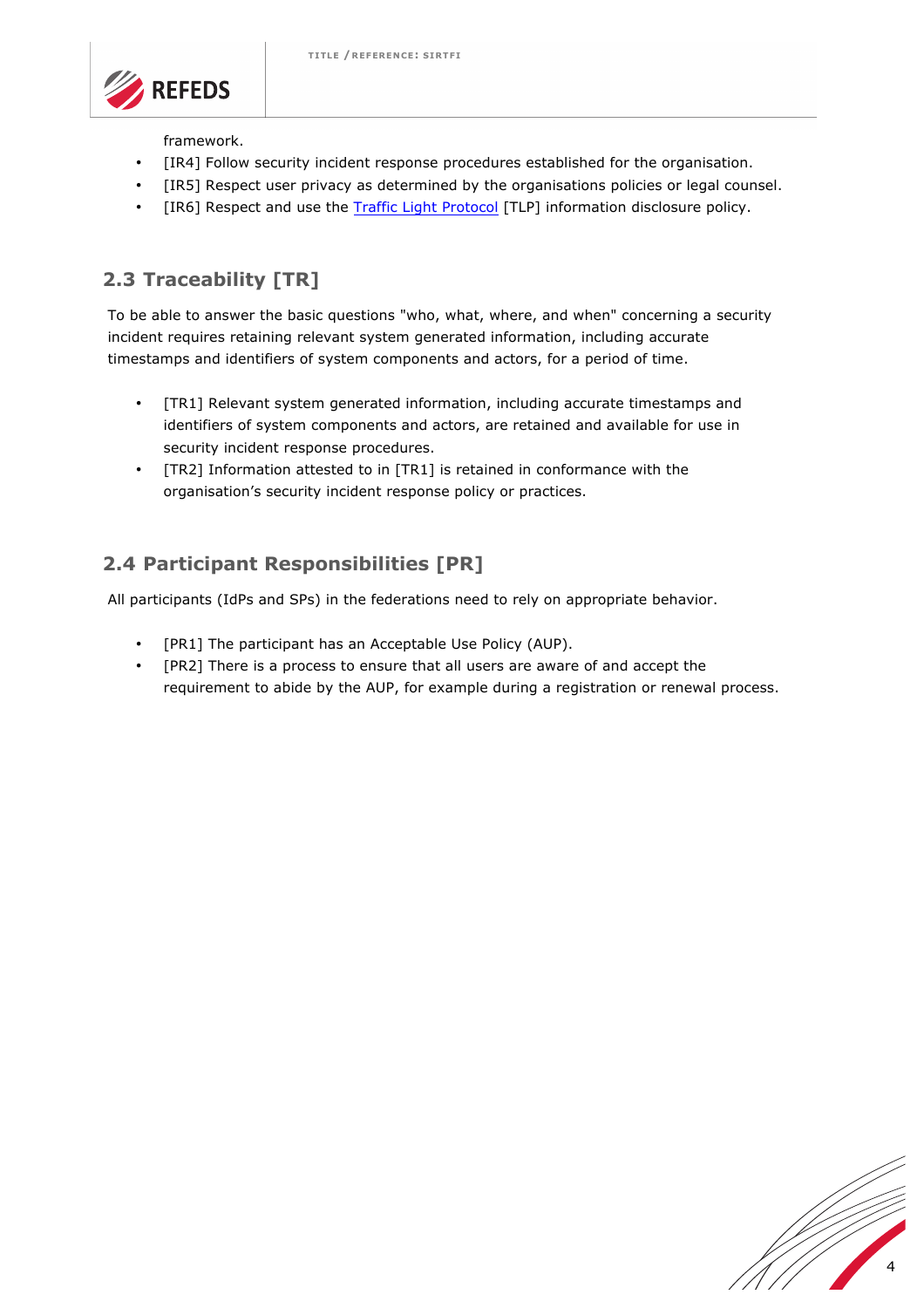framework.

- [IR4] Follow security incident response procedures established for the organisation.
- [IR5] Respect user privacy as determined by the organisations policies or legal counsel.
- [IR6] Respect and use the Traffic Light Protocol [TLP] information disclosure policy.

## 2.3 Traceability [TR]

To be able to answer the basic questions "who, what, where, and when" concerning a security incident requires retaining relevant system generated information, including accurate timestamps and identifiers of system components and actors, for a period of time.

- [TR1] Relevant system generated information, including accurate timestamps and identifiers of system components and actors, are retained and available for use in security incident response procedures.
- [TR2] Information attested to in [TR1] is retained in conformance with the organisation's security incident response policy or practices.

## 2.4 Participant Responsibilities [PR]

All participants (IdPs and SPs) in the federations need to rely on appropriate behavior.

- [PR1] The participant has an Acceptable Use Policy (AUP).
- [PR2] There is a process to ensure that all users are aware of and accept the requirement to abide by the AUP, for example during a registration or renewal process.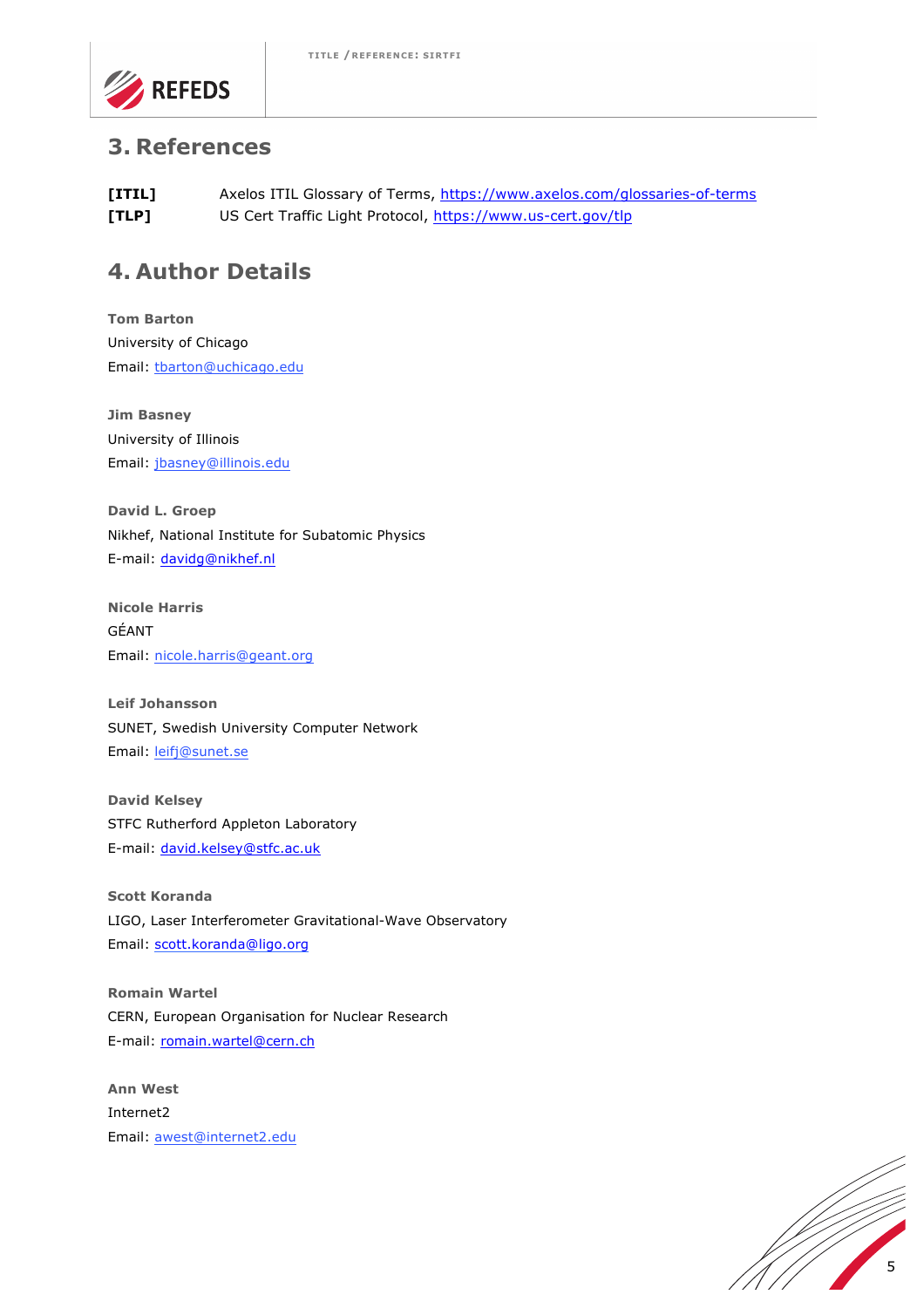# 3. References

**[ITIL]** Axelos ITIL Glossary of Terms, https://www.axelos.com/glossaries-of-terms
**[TLP]** US Cert Traffic Light Protocol, https://www.us-cert.gov/tlp

# 4. Author Details

**Tom Barton**
University of Chicago
Email: tbarton@uchicago.edu

**Jim Basney**
University of Illinois
Email: jbasney@illinois.edu

**David L. Groep**
Nikhef, National Institute for Subatomic Physics
E-mail: davidg@nikhef.nl

**Nicole Harris**
GÉANT
Email: nicole.harris@geant.org

**Leif Johansson**
SUNET, Swedish University Computer Network
Email: leifj@sunet.se

**David Kelsey**
STFC Rutherford Appleton Laboratory
E-mail: david.kelsey@stfc.ac.uk

**Scott Koranda**
LIGO, Laser Interferometer Gravitational-Wave Observatory
Email: scott.koranda@ligo.org

**Romain Wartel**
CERN, European Organisation for Nuclear Research
E-mail: romain.wartel@cern.ch

**Ann West**
Internet2
Email: awest@internet2.edu